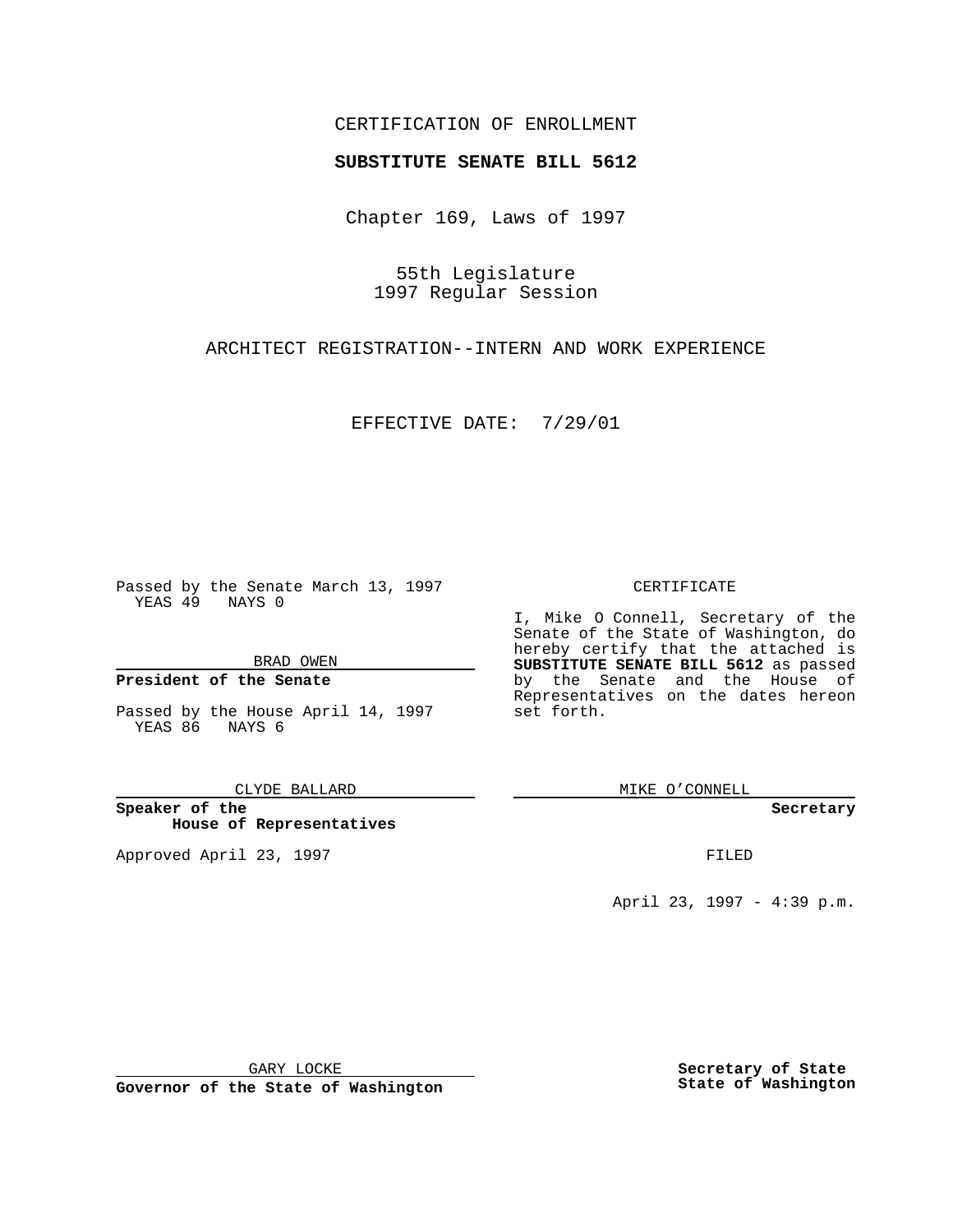CERTIFICATION OF ENROLLMENT

**SUBSTITUTE SENATE BILL 5612**

Chapter 169, Laws of 1997

55th Legislature
1997 Regular Session

ARCHITECT REGISTRATION--INTERN AND WORK EXPERIENCE

EFFECTIVE DATE: 7/29/01

Passed by the Senate March 13, 1997
YEAS 49 NAYS 0

BRAD OWEN

**President of the Senate**

Passed by the House April 14, 1997
YEAS 86 NAYS 6

CLYDE BALLARD

**Speaker of the House of Representatives**

Approved April 23, 1997

GARY LOCKE

**Governor of the State of Washington**

CERTIFICATE

I, Mike O Connell, Secretary of the Senate of the State of Washington, do hereby certify that the attached is **SUBSTITUTE SENATE BILL 5612** as passed by the Senate and the House of Representatives on the dates hereon set forth.

MIKE O'CONNELL

**Secretary**

FILED

April 23, 1997 - 4:39 p.m.

**Secretary of State**
**State of Washington**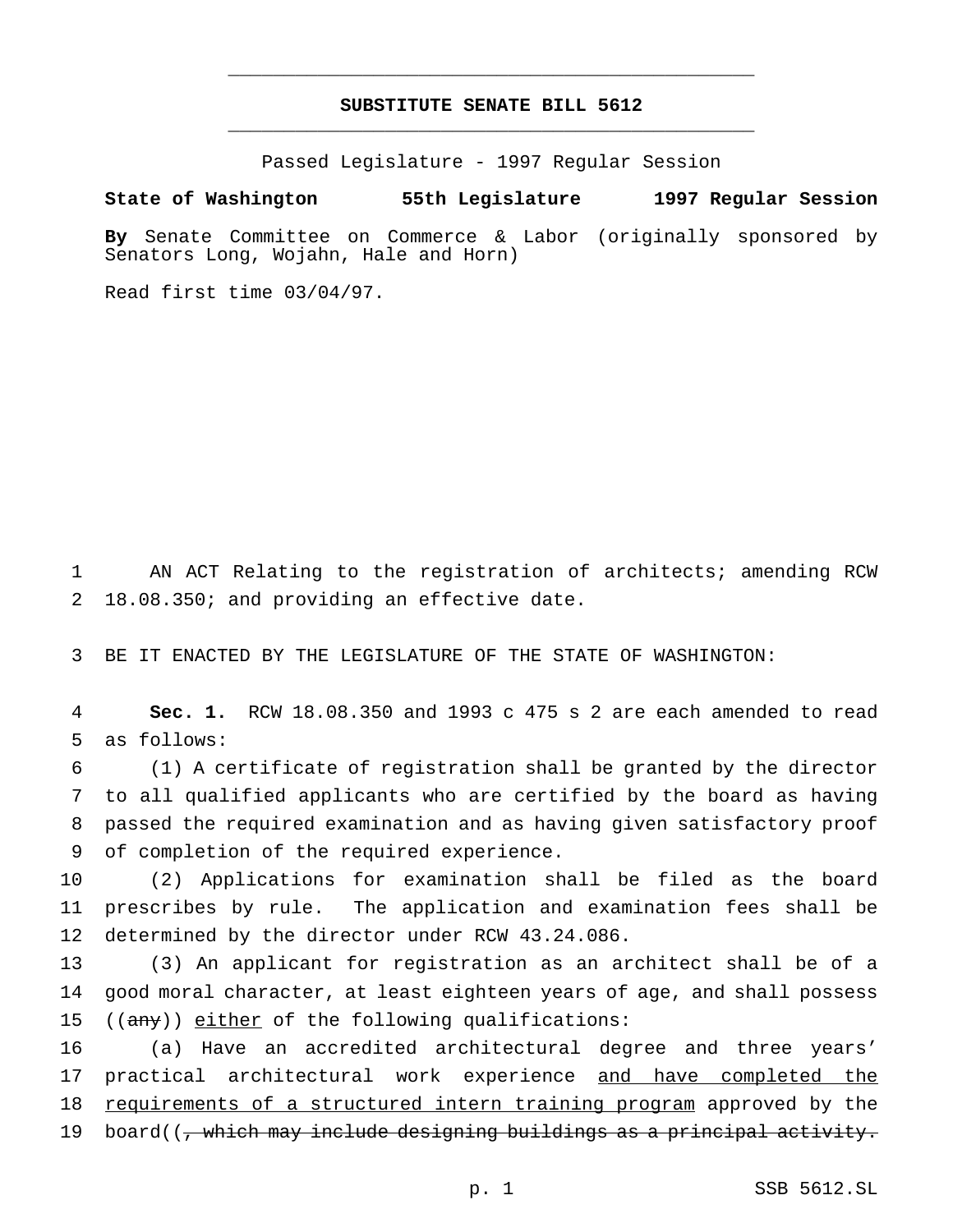# SUBSTITUTE SENATE BILL 5612

Passed Legislature - 1997 Regular Session

**State of Washington 55th Legislature 1997 Regular Session**

**By** Senate Committee on Commerce & Labor (originally sponsored by Senators Long, Wojahn, Hale and Horn)

Read first time 03/04/97.

AN ACT Relating to the registration of architects; amending RCW 18.08.350; and providing an effective date.

BE IT ENACTED BY THE LEGISLATURE OF THE STATE OF WASHINGTON:

**Sec. 1.** RCW 18.08.350 and 1993 c 475 s 2 are each amended to read as follows:

(1) A certificate of registration shall be granted by the director to all qualified applicants who are certified by the board as having passed the required examination and as having given satisfactory proof of completion of the required experience.

(2) Applications for examination shall be filed as the board prescribes by rule. The application and examination fees shall be determined by the director under RCW 43.24.086.

(3) An applicant for registration as an architect shall be of a good moral character, at least eighteen years of age, and shall possess ((~~any~~)) <u>either</u> of the following qualifications:

(a) Have an accredited architectural degree and three years' practical architectural work experience <u>and have completed the requirements of a structured intern training program</u> approved by the board((~~, which may include designing buildings as a principal activity.~~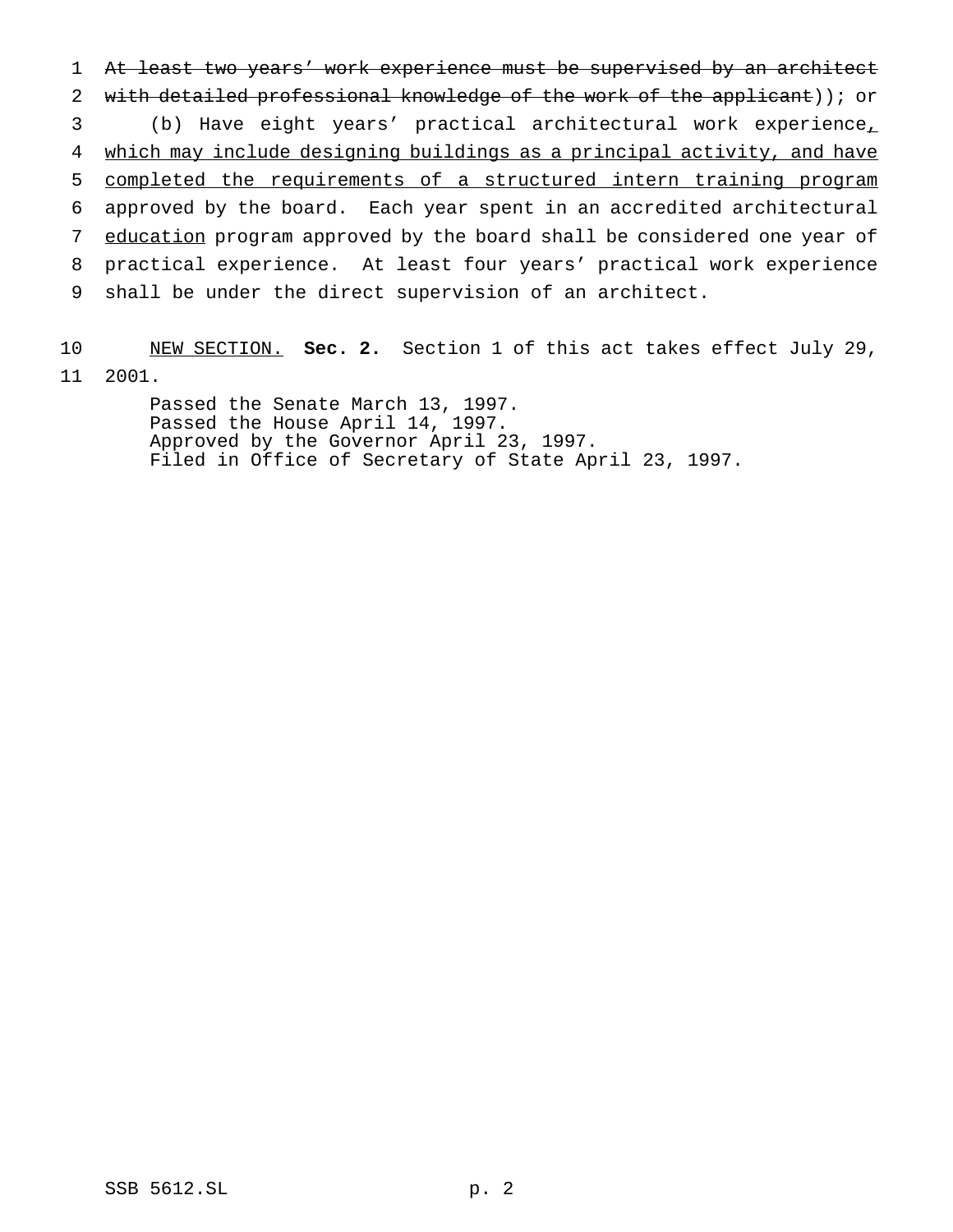~~At least two years' work experience must be supervised by an architect with detailed professional knowledge of the work of the applicant~~)); or

(b) Have eight years' practical architectural work experience, which may include designing buildings as a principal activity, and have completed the requirements of a structured intern training program approved by the board. Each year spent in an accredited architectural education program approved by the board shall be considered one year of practical experience. At least four years' practical work experience shall be under the direct supervision of an architect.

NEW SECTION. **Sec. 2.** Section 1 of this act takes effect July 29, 2001.

Passed the Senate March 13, 1997.
Passed the House April 14, 1997.
Approved by the Governor April 23, 1997.
Filed in Office of Secretary of State April 23, 1997.